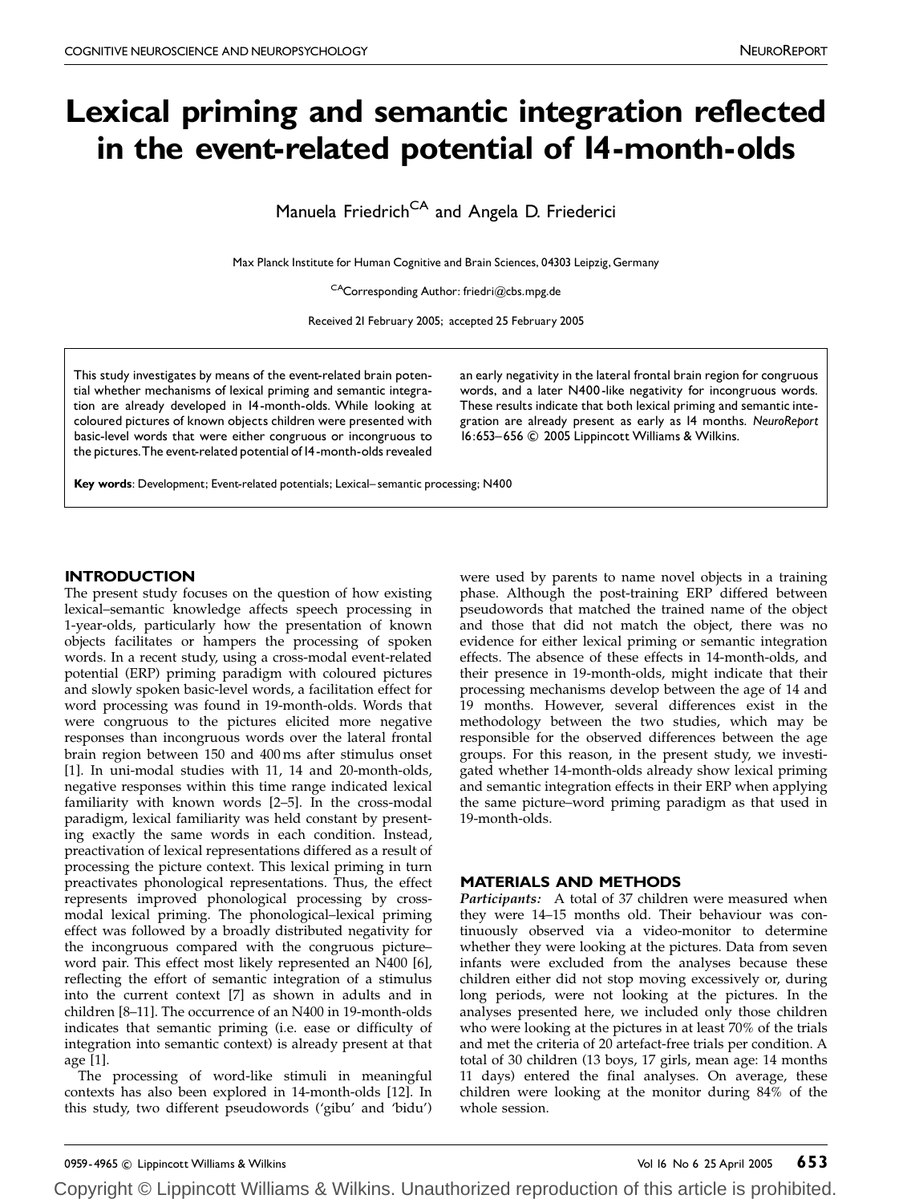# Lexical priming and semantic integration reflected in the event-related potential of 14-month-olds

Manuela Friedrich[CA] and Angela D. Friederici

Max Planck Institute for Human Cognitive and Brain Sciences, 04303 Leipzig, Germany

[CA]Corresponding Author: friedri@cbs.mpg.de

Received 21 February 2005; accepted 25 February 2005

This study investigates by means of the event-related brain potential whether mechanisms of lexical priming and semantic integration are already developed in 14-month-olds. While looking at coloured pictures of known objects children were presented with basic-level words that were either congruous or incongruous to the pictures. The event-related potential of 14-month-olds revealed an early negativity in the lateral frontal brain region for congruous words, and a later N400-like negativity for incongruous words. These results indicate that both lexical priming and semantic integration are already present as early as 14 months. *NeuroReport* 16:653–656 © 2005 Lippincott Williams & Wilkins.

**Key words**: Development; Event-related potentials; Lexical–semantic processing; N400

## INTRODUCTION

The present study focuses on the question of how existing lexical–semantic knowledge affects speech processing in 1-year-olds, particularly how the presentation of known objects facilitates or hampers the processing of spoken words. In a recent study, using a cross-modal event-related potential (ERP) priming paradigm with coloured pictures and slowly spoken basic-level words, a facilitation effect for word processing was found in 19-month-olds. Words that were congruous to the pictures elicited more negative responses than incongruous words over the lateral frontal brain region between 150 and 400 ms after stimulus onset [1]. In uni-modal studies with 11, 14 and 20-month-olds, negative responses within this time range indicated lexical familiarity with known words [2–5]. In the cross-modal paradigm, lexical familiarity was held constant by presenting exactly the same words in each condition. Instead, preactivation of lexical representations differed as a result of processing the picture context. This lexical priming in turn preactivates phonological representations. Thus, the effect represents improved phonological processing by cross-modal lexical priming. The phonological–lexical priming effect was followed by a broadly distributed negativity for the incongruous compared with the congruous picture–word pair. This effect most likely represented an N400 [6], reflecting the effort of semantic integration of a stimulus into the current context [7] as shown in adults and in children [8–11]. The occurrence of an N400 in 19-month-olds indicates that semantic priming (i.e. ease or difficulty of integration into semantic context) is already present at that age [1].

The processing of word-like stimuli in meaningful contexts has also been explored in 14-month-olds [12]. In this study, two different pseudowords ('gibu' and 'bidu') were used by parents to name novel objects in a training phase. Although the post-training ERP differed between pseudowords that matched the trained name of the object and those that did not match the object, there was no evidence for either lexical priming or semantic integration effects. The absence of these effects in 14-month-olds, and their presence in 19-month-olds, might indicate that their processing mechanisms develop between the age of 14 and 19 months. However, several differences exist in the methodology between the two studies, which may be responsible for the observed differences between the age groups. For this reason, in the present study, we investigated whether 14-month-olds already show lexical priming and semantic integration effects in their ERP when applying the same picture–word priming paradigm as that used in 19-month-olds.

## MATERIALS AND METHODS

***Participants:*** A total of 37 children were measured when they were 14–15 months old. Their behaviour was continuously observed via a video-monitor to determine whether they were looking at the pictures. Data from seven infants were excluded from the analyses because these children either did not stop moving excessively or, during long periods, were not looking at the pictures. In the analyses presented here, we included only those children who were looking at the pictures in at least 70% of the trials and met the criteria of 20 artefact-free trials per condition. A total of 30 children (13 boys, 17 girls, mean age: 14 months 11 days) entered the final analyses. On average, these children were looking at the monitor during 84% of the whole session.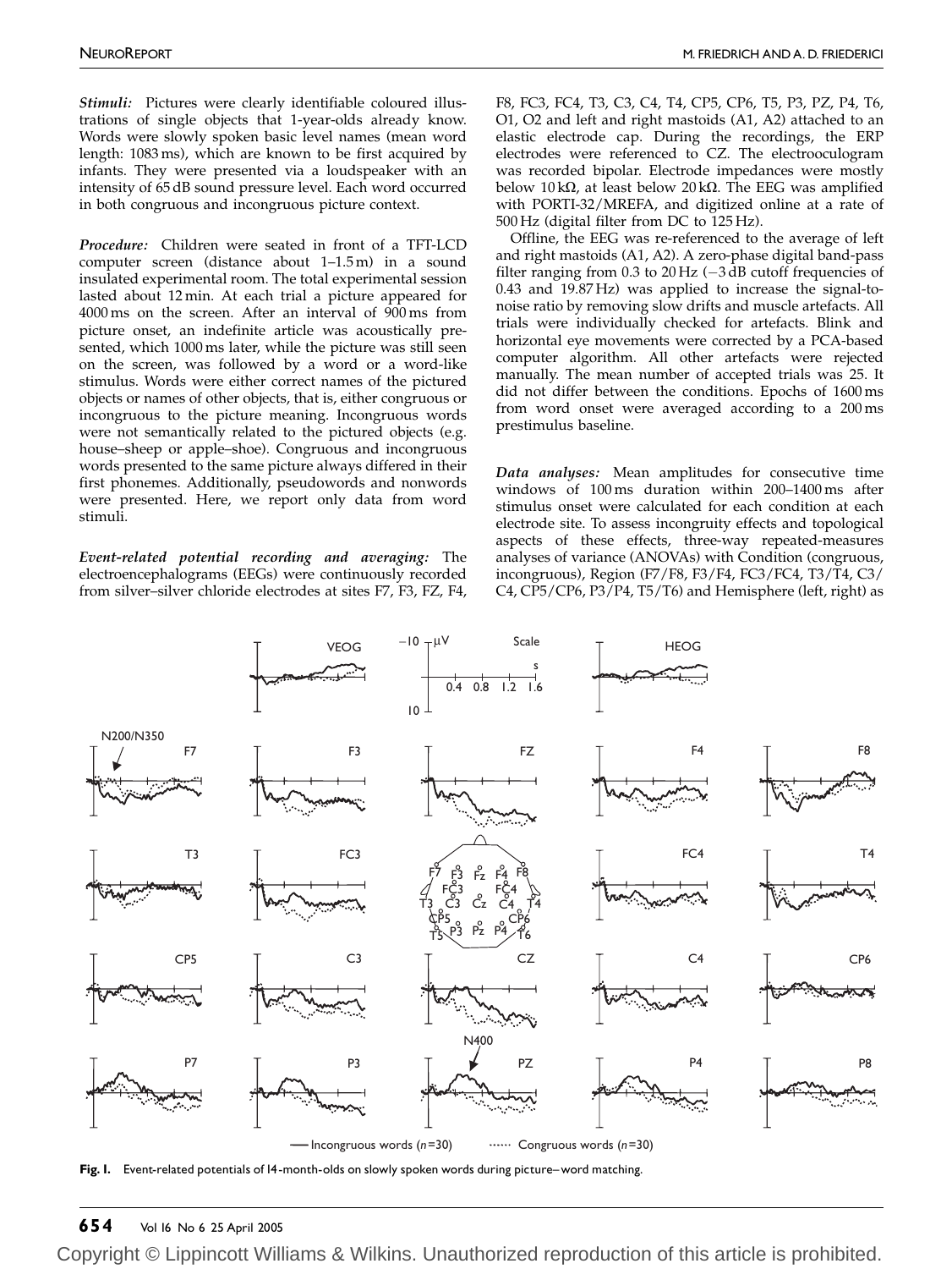***Stimuli:*** Pictures were clearly identifiable coloured illustrations of single objects that 1-year-olds already know. Words were slowly spoken basic level names (mean word length: 1083 ms), which are known to be first acquired by infants. They were presented via a loudspeaker with an intensity of 65 dB sound pressure level. Each word occurred in both congruous and incongruous picture context.

***Procedure:*** Children were seated in front of a TFT-LCD computer screen (distance about 1–1.5 m) in a sound insulated experimental room. The total experimental session lasted about 12 min. At each trial a picture appeared for 4000 ms on the screen. After an interval of 900 ms from picture onset, an indefinite article was acoustically presented, which 1000 ms later, while the picture was still seen on the screen, was followed by a word or a word-like stimulus. Words were either correct names of the pictured objects or names of other objects, that is, either congruous or incongruous to the picture meaning. Incongruous words were not semantically related to the pictured objects (e.g. house–sheep or apple–shoe). Congruous and incongruous words presented to the same picture always differed in their first phonemes. Additionally, pseudowords and nonwords were presented. Here, we report only data from word stimuli.

***Event-related potential recording and averaging:*** The electroencephalograms (EEGs) were continuously recorded from silver–silver chloride electrodes at sites F7, F3, FZ, F4, F8, FC3, FC4, T3, C3, C4, T4, CP5, CP6, T5, P3, PZ, P4, T6, O1, O2 and left and right mastoids (A1, A2) attached to an elastic electrode cap. During the recordings, the ERP electrodes were referenced to CZ. The electrooculogram was recorded bipolar. Electrode impedances were mostly below 10 kΩ, at least below 20 kΩ. The EEG was amplified with PORTI-32/MREFA, and digitized online at a rate of 500 Hz (digital filter from DC to 125 Hz).

Offline, the EEG was re-referenced to the average of left and right mastoids (A1, A2). A zero-phase digital band-pass filter ranging from 0.3 to 20 Hz (−3 dB cutoff frequencies of 0.43 and 19.87 Hz) was applied to increase the signal-to-noise ratio by removing slow drifts and muscle artefacts. All trials were individually checked for artefacts. Blink and horizontal eye movements were corrected by a PCA-based computer algorithm. All other artefacts were rejected manually. The mean number of accepted trials was 25. It did not differ between the conditions. Epochs of 1600 ms from word onset were averaged according to a 200 ms prestimulus baseline.

***Data analyses:*** Mean amplitudes for consecutive time windows of 100 ms duration within 200–1400 ms after stimulus onset were calculated for each condition at each electrode site. To assess incongruity effects and topological aspects of these effects, three-way repeated-measures analyses of variance (ANOVAs) with Condition (congruous, incongruous), Region (F7/F8, F3/F4, FC3/FC4, T3/T4, C3/C4, CP5/CP6, P3/P4, T5/T6) and Hemisphere (left, right) as

VEOG
−10 μV
Scale
s
0.4 0.8 1.2 1.6
10
HEOG

N200/N350
F7
F3
FZ
F4
F8
T3
FC3
FC4
T4
F7 F3 Fz F4 F8
FC3 FC4
T3 C3 Cz C4 T4
CP5 CP6
T5 P3 Pz P4 T6
CP5
C3
CZ
C4
CP6
N400
P7
P3
PZ
P4
P8

— Incongruous words (n=30) ······ Congruous words (n=30)

**Fig. 1.** Event-related potentials of 14-month-olds on slowly spoken words during picture–word matching.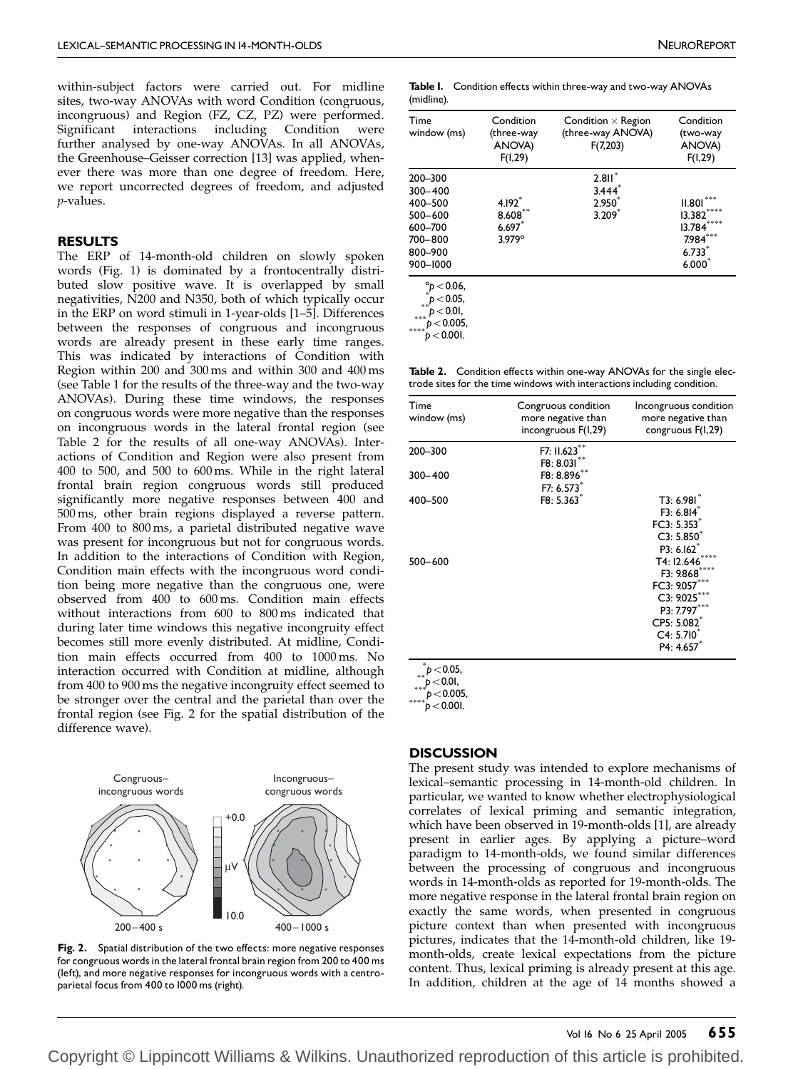within-subject factors were carried out. For midline sites, two-way ANOVAs with word Condition (congruous, incongruous) and Region (FZ, CZ, PZ) were performed. Significant interactions including Condition were further analysed by one-way ANOVAs. In all ANOVAs, the Greenhouse–Geisser correction [13] was applied, whenever there was more than one degree of freedom. Here, we report uncorrected degrees of freedom, and adjusted *p*-values.

## RESULTS

The ERP of 14-month-old children on slowly spoken words (Fig. 1) is dominated by a frontocentrally distributed slow positive wave. It is overlapped by small negativities, N200 and N350, both of which typically occur in the ERP on word stimuli in 1-year-olds [1–5]. Differences between the responses of congruous and incongruous words are already present in these early time ranges. This was indicated by interactions of Condition with Region within 200 and 300 ms and within 300 and 400 ms (see Table 1 for the results of the three-way and the two-way ANOVAs). During these time windows, the responses on congruous words were more negative than the responses on incongruous words in the lateral frontal region (see Table 2 for the results of all one-way ANOVAs). Interactions of Condition and Region were also present from 400 to 500, and 500 to 600 ms. While in the right lateral frontal brain region congruous words still produced significantly more negative responses between 400 and 500 ms, other brain regions displayed a reverse pattern. From 400 to 800 ms, a parietal distributed negative wave was present for incongruous but not for congruous words. In addition to the interactions of Condition with Region, Condition main effects with the incongruous word condition being more negative than the congruous one, were observed from 400 to 600 ms. Condition main effects without interactions from 600 to 800 ms indicated that during later time windows this negative incongruity effect becomes still more evenly distributed. At midline, Condition main effects occurred from 400 to 1000 ms. No interaction occurred with Condition at midline, although from 400 to 900 ms the negative incongruity effect seemed to be stronger over the central and the parietal than over the frontal region (see Fig. 2 for the spatial distribution of the difference wave).

Congruous–incongruous words

Incongruous–congruous words

+0.0

μV

10.0

200 – 400 s

400 – 1000 s

**Fig. 2.** Spatial distribution of the two effects: more negative responses for congruous words in the lateral frontal brain region from 200 to 400 ms (left), and more negative responses for incongruous words with a centro-parietal focus from 400 to 1000 ms (right).

**Table 1.** Condition effects within three-way and two-way ANOVAs (midline).

| Time window (ms) | Condition (three-way ANOVA) F(1,29) | Condition × Region (three-way ANOVA) F(7,203) | Condition (two-way ANOVA) F(1,29) |
|---|---|---|---|
| 200–300 | | 2.811* | |
| 300–400 | | 3.444* | |
| 400–500 | 4.192* | 2.950* | 11.801*** |
| 500–600 | 8.608** | 3.209* | 13.382**** |
| 600–700 | 6.697* | | 13.784**** |
| 700–800 | 3.979° | | 7.984*** |
| 800–900 | | | 6.733* |
| 900–1000 | | | 6.000* |

°$p < 0.06$,
*$p < 0.05$,
**$p < 0.01$,
***$p < 0.005$,
****$p < 0.001$.

**Table 2.** Condition effects within one-way ANOVAs for the single electrode sites for the time windows with interactions including condition.

| Time window (ms) | Congruous condition more negative than incongruous F(1,29) | Incongruous condition more negative than congruous F(1,29) |
|---|---|---|
| 200–300 | F7: 11.623** <br> F8: 8.031** | |
| 300–400 | F8: 8.896** <br> F7: 6.573* | |
| 400–500 | F8: 5.363* | T3: 6.981* <br> F3: 6.814* <br> FC3: 5.353* <br> C3: 5.850* <br> P3: 6.162* |
| 500–600 | | T4: 12.646**** <br> F3: 9.868**** <br> FC3: 9.057*** <br> C3: 9.025*** <br> P3: 7.797*** <br> CP5: 5.082* <br> C4: 5.710* <br> P4: 4.657* |

*$p < 0.05$,
**$p < 0.01$,
***$p < 0.005$,
****$p < 0.001$.

## DISCUSSION

The present study was intended to explore mechanisms of lexical–semantic processing in 14-month-old children. In particular, we wanted to know whether electrophysiological correlates of lexical priming and semantic integration, which have been observed in 19-month-olds [1], are already present in earlier ages. By applying a picture–word paradigm to 14-month-olds, we found similar differences between the processing of congruous and incongruous words in 14-month-olds as reported for 19-month-olds. The more negative response in the lateral frontal brain region on exactly the same words, when presented in congruous picture context than when presented with incongruous pictures, indicates that the 14-month-old children, like 19-month-olds, create lexical expectations from the picture content. Thus, lexical priming is already present at this age. In addition, children at the age of 14 months showed a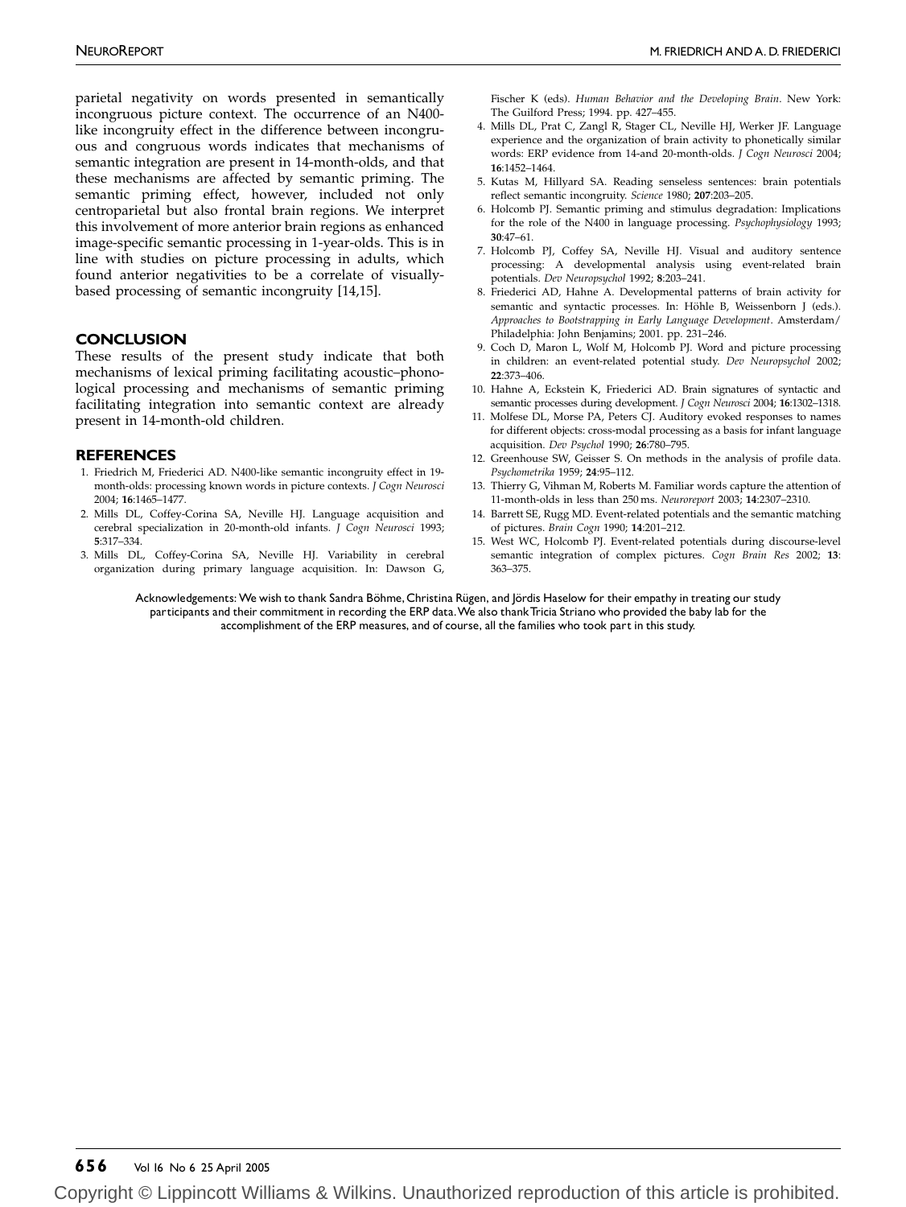parietal negativity on words presented in semantically incongruous picture context. The occurrence of an N400-like incongruity effect in the difference between incongruous and congruous words indicates that mechanisms of semantic integration are present in 14-month-olds, and that these mechanisms are affected by semantic priming. The semantic priming effect, however, included not only centroparietal but also frontal brain regions. We interpret this involvement of more anterior brain regions as enhanced image-specific semantic processing in 1-year-olds. This is in line with studies on picture processing in adults, which found anterior negativities to be a correlate of visually-based processing of semantic incongruity [14,15].

## CONCLUSION

These results of the present study indicate that both mechanisms of lexical priming facilitating acoustic–phonological processing and mechanisms of semantic priming facilitating integration into semantic context are already present in 14-month-old children.

## REFERENCES

1. Friedrich M, Friederici AD. N400-like semantic incongruity effect in 19-month-olds: processing known words in picture contexts. *J Cogn Neurosci* 2004; **16**:1465–1477.
2. Mills DL, Coffey-Corina SA, Neville HJ. Language acquisition and cerebral specialization in 20-month-old infants. *J Cogn Neurosci* 1993; **5**:317–334.
3. Mills DL, Coffey-Corina SA, Neville HJ. Variability in cerebral organization during primary language acquisition. In: Dawson G, Fischer K (eds). *Human Behavior and the Developing Brain*. New York: The Guilford Press; 1994. pp. 427–455.
4. Mills DL, Prat C, Zangl R, Stager CL, Neville HJ, Werker JF. Language experience and the organization of brain activity to phonetically similar words: ERP evidence from 14-and 20-month-olds. *J Cogn Neurosci* 2004; **16**:1452–1464.
5. Kutas M, Hillyard SA. Reading senseless sentences: brain potentials reflect semantic incongruity. *Science* 1980; **207**:203–205.
6. Holcomb PJ. Semantic priming and stimulus degradation: Implications for the role of the N400 in language processing. *Psychophysiology* 1993; **30**:47–61.
7. Holcomb PJ, Coffey SA, Neville HJ. Visual and auditory sentence processing: A developmental analysis using event-related brain potentials. *Dev Neuropsychol* 1992; **8**:203–241.
8. Friederici AD, Hahne A. Developmental patterns of brain activity for semantic and syntactic processes. In: Höhle B, Weissenborn J (eds.). *Approaches to Bootstrapping in Early Language Development*. Amsterdam/Philadelphia: John Benjamins; 2001. pp. 231–246.
9. Coch D, Maron L, Wolf M, Holcomb PJ. Word and picture processing in children: an event-related potential study. *Dev Neuropsychol* 2002; **22**:373–406.
10. Hahne A, Eckstein K, Friederici AD. Brain signatures of syntactic and semantic processes during development. *J Cogn Neurosci* 2004; **16**:1302–1318.
11. Molfese DL, Morse PA, Peters CJ. Auditory evoked responses to names for different objects: cross-modal processing as a basis for infant language acquisition. *Dev Psychol* 1990; **26**:780–795.
12. Greenhouse SW, Geisser S. On methods in the analysis of profile data. *Psychometrika* 1959; **24**:95–112.
13. Thierry G, Vihman M, Roberts M. Familiar words capture the attention of 11-month-olds in less than 250 ms. *Neuroreport* 2003; **14**:2307–2310.
14. Barrett SE, Rugg MD. Event-related potentials and the semantic matching of pictures. *Brain Cogn* 1990; **14**:201–212.
15. West WC, Holcomb PJ. Event-related potentials during discourse-level semantic integration of complex pictures. *Cogn Brain Res* 2002; **13**: 363–375.

Acknowledgements: We wish to thank Sandra Böhme, Christina Rügen, and Jördis Haselow for their empathy in treating our study participants and their commitment in recording the ERP data. We also thank Tricia Striano who provided the baby lab for the accomplishment of the ERP measures, and of course, all the families who took part in this study.